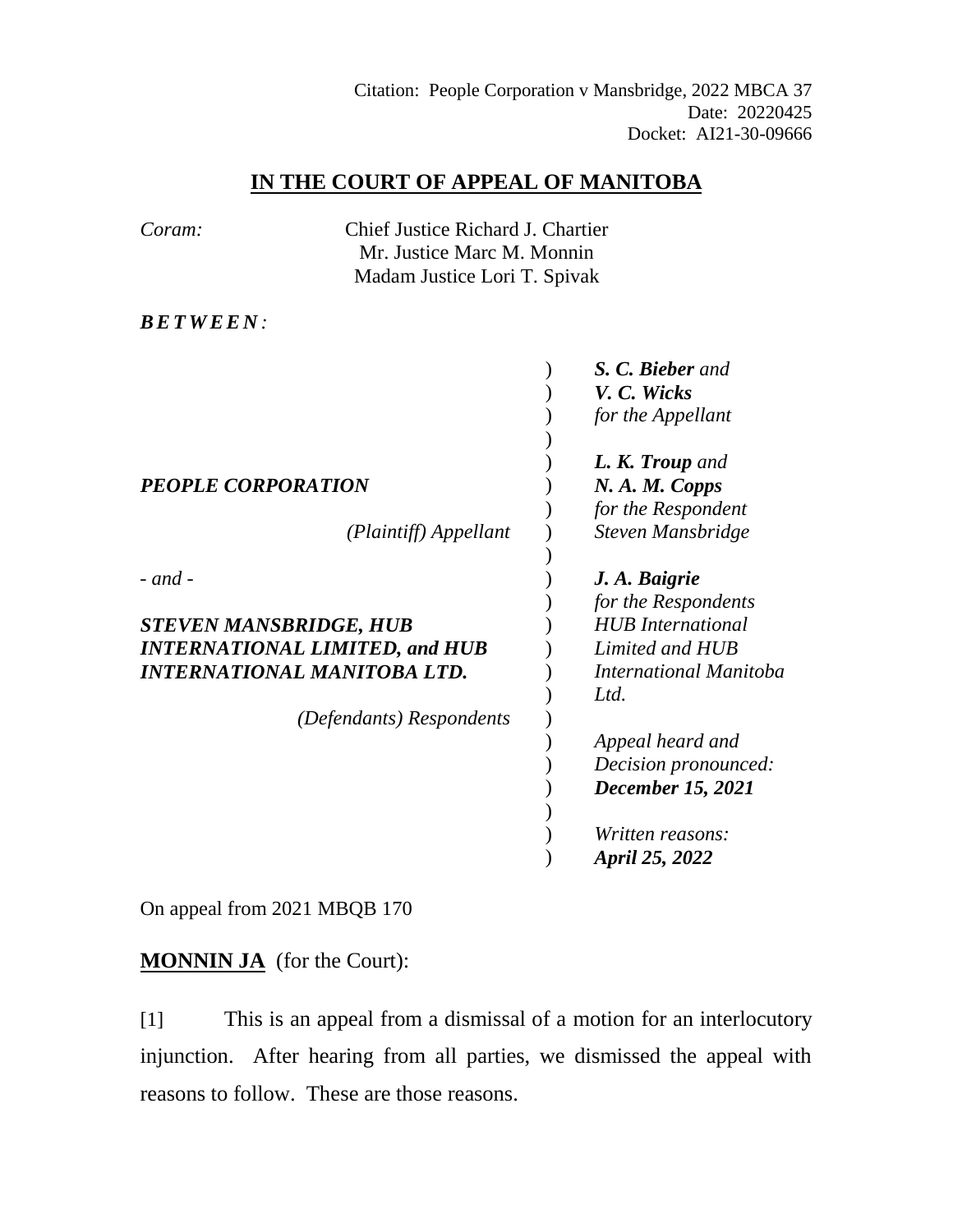Citation: People Corporation v Mansbridge, 2022 MBCA 37
Date: 20220425
Docket: AI21-30-09666

# IN THE COURT OF APPEAL OF MANITOBA

*Coram:* Chief Justice Richard J. Chartier
Mr. Justice Marc M. Monnin
Madam Justice Lori T. Spivak

***BETWEEN:***

| | |
|---|---|
| ***PEOPLE CORPORATION*** | ***S. C. Bieber*** *and* ***V. C. Wicks*** *for the Appellant* |
| *(Plaintiff) Appellant* | ***L. K. Troup*** *and* ***N. A. M. Copps*** *for the Respondent Steven Mansbridge* |
| *- and -* | ***J. A. Baigrie*** *for the Respondents HUB International Limited and HUB International Manitoba Ltd.* |
| ***STEVEN MANSBRIDGE, HUB INTERNATIONAL LIMITED, and HUB INTERNATIONAL MANITOBA LTD.*** | *Appeal heard and Decision pronounced:* ***December 15, 2021*** |
| *(Defendants) Respondents* | *Written reasons:* ***April 25, 2022*** |

On appeal from 2021 MBQB 170

**MONNIN JA** (for the Court):

[1] This is an appeal from a dismissal of a motion for an interlocutory injunction. After hearing from all parties, we dismissed the appeal with reasons to follow. These are those reasons.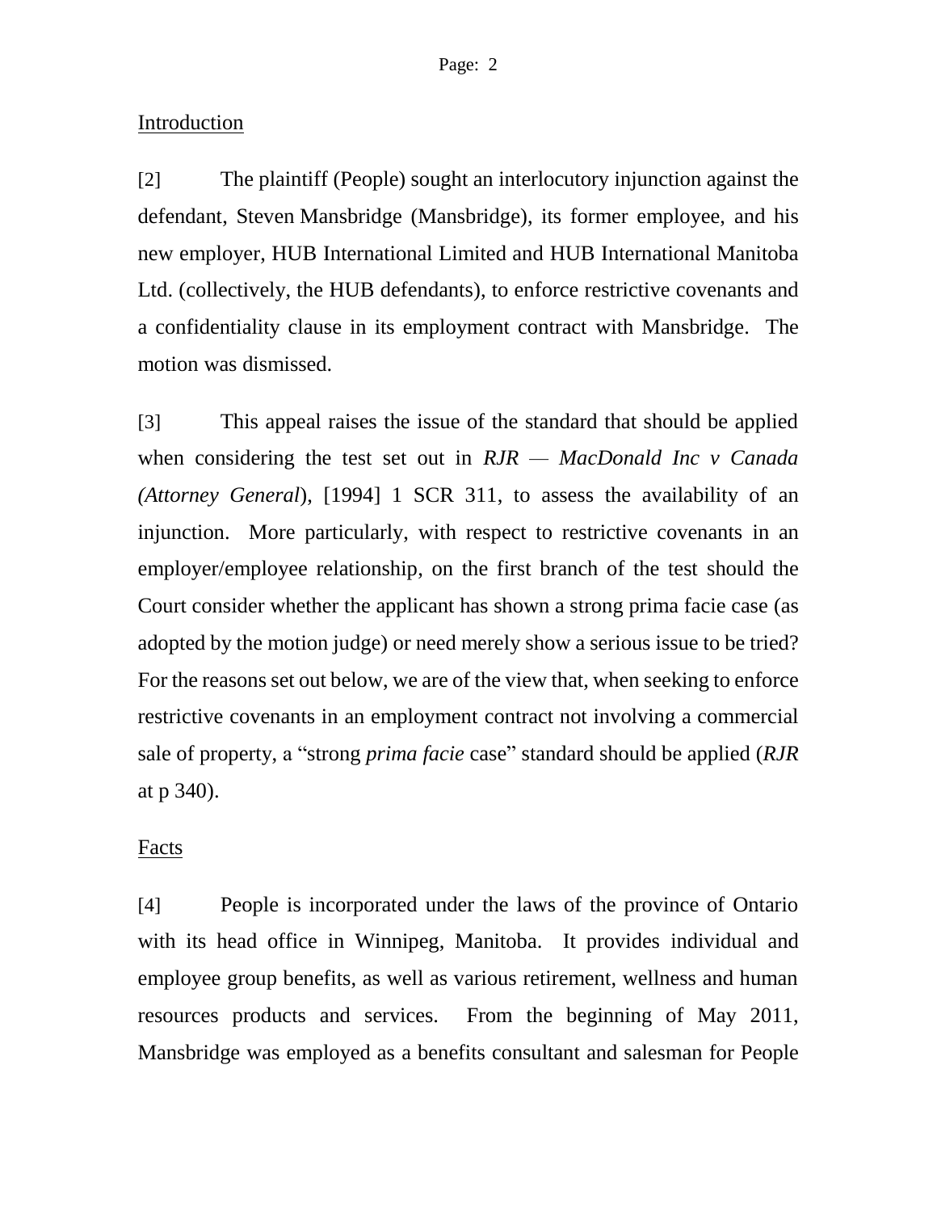Introduction

[2] The plaintiff (People) sought an interlocutory injunction against the defendant, Steven Mansbridge (Mansbridge), its former employee, and his new employer, HUB International Limited and HUB International Manitoba Ltd. (collectively, the HUB defendants), to enforce restrictive covenants and a confidentiality clause in its employment contract with Mansbridge. The motion was dismissed.

[3] This appeal raises the issue of the standard that should be applied when considering the test set out in *RJR — MacDonald Inc v Canada (Attorney General*), [1994] 1 SCR 311, to assess the availability of an injunction. More particularly, with respect to restrictive covenants in an employer/employee relationship, on the first branch of the test should the Court consider whether the applicant has shown a strong prima facie case (as adopted by the motion judge) or need merely show a serious issue to be tried? For the reasons set out below, we are of the view that, when seeking to enforce restrictive covenants in an employment contract not involving a commercial sale of property, a "strong *prima facie* case" standard should be applied (*RJR* at p 340).

Facts

[4] People is incorporated under the laws of the province of Ontario with its head office in Winnipeg, Manitoba. It provides individual and employee group benefits, as well as various retirement, wellness and human resources products and services. From the beginning of May 2011, Mansbridge was employed as a benefits consultant and salesman for People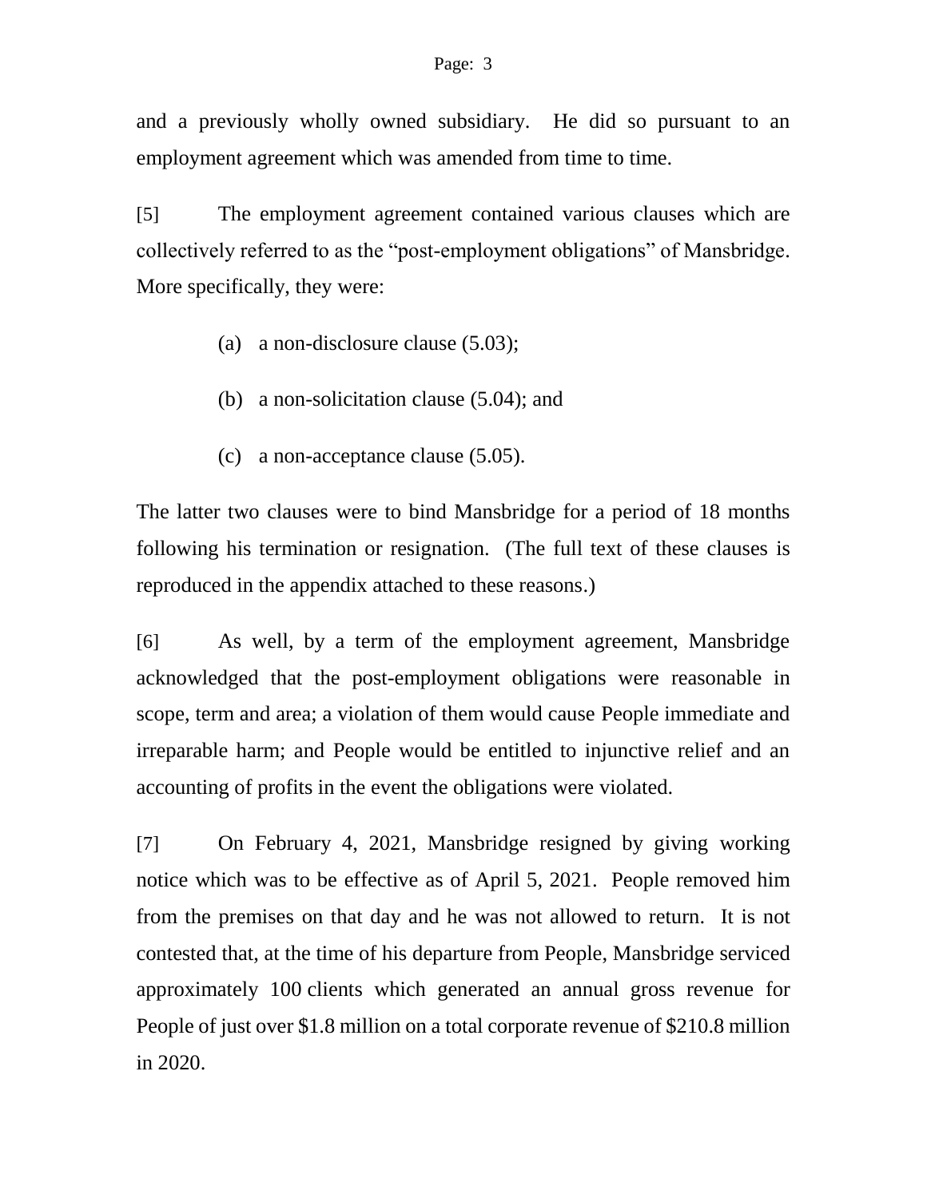and a previously wholly owned subsidiary. He did so pursuant to an employment agreement which was amended from time to time.

[5] The employment agreement contained various clauses which are collectively referred to as the "post-employment obligations" of Mansbridge. More specifically, they were:

(a) a non-disclosure clause (5.03);

(b) a non-solicitation clause (5.04); and

(c) a non-acceptance clause (5.05).

The latter two clauses were to bind Mansbridge for a period of 18 months following his termination or resignation. (The full text of these clauses is reproduced in the appendix attached to these reasons.)

[6] As well, by a term of the employment agreement, Mansbridge acknowledged that the post-employment obligations were reasonable in scope, term and area; a violation of them would cause People immediate and irreparable harm; and People would be entitled to injunctive relief and an accounting of profits in the event the obligations were violated.

[7] On February 4, 2021, Mansbridge resigned by giving working notice which was to be effective as of April 5, 2021. People removed him from the premises on that day and he was not allowed to return. It is not contested that, at the time of his departure from People, Mansbridge serviced approximately 100 clients which generated an annual gross revenue for People of just over $1.8 million on a total corporate revenue of $210.8 million in 2020.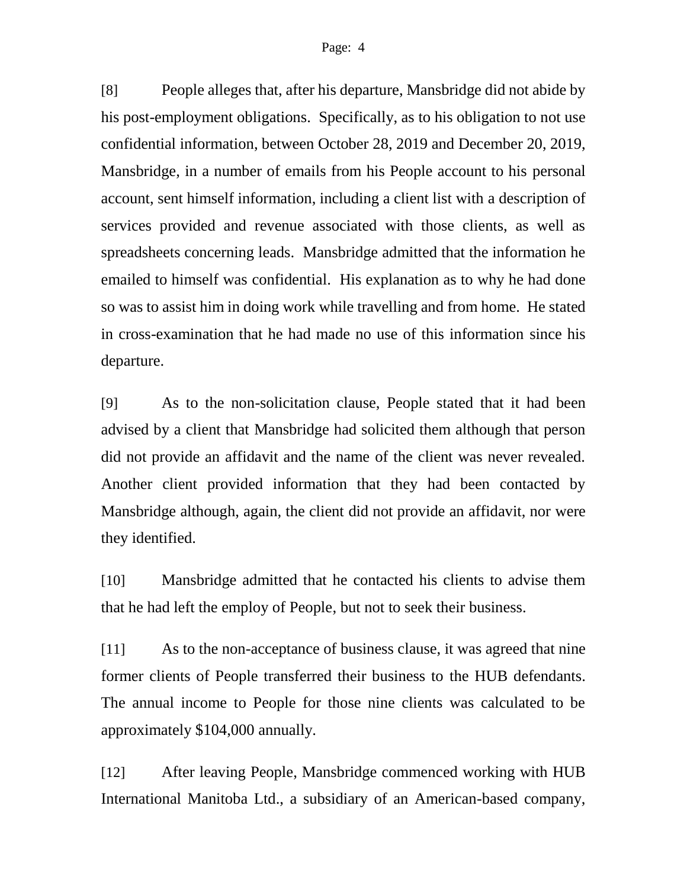[8] People alleges that, after his departure, Mansbridge did not abide by his post-employment obligations. Specifically, as to his obligation to not use confidential information, between October 28, 2019 and December 20, 2019, Mansbridge, in a number of emails from his People account to his personal account, sent himself information, including a client list with a description of services provided and revenue associated with those clients, as well as spreadsheets concerning leads. Mansbridge admitted that the information he emailed to himself was confidential. His explanation as to why he had done so was to assist him in doing work while travelling and from home. He stated in cross-examination that he had made no use of this information since his departure.

[9] As to the non-solicitation clause, People stated that it had been advised by a client that Mansbridge had solicited them although that person did not provide an affidavit and the name of the client was never revealed. Another client provided information that they had been contacted by Mansbridge although, again, the client did not provide an affidavit, nor were they identified.

[10] Mansbridge admitted that he contacted his clients to advise them that he had left the employ of People, but not to seek their business.

[11] As to the non-acceptance of business clause, it was agreed that nine former clients of People transferred their business to the HUB defendants. The annual income to People for those nine clients was calculated to be approximately $104,000 annually.

[12] After leaving People, Mansbridge commenced working with HUB International Manitoba Ltd., a subsidiary of an American-based company,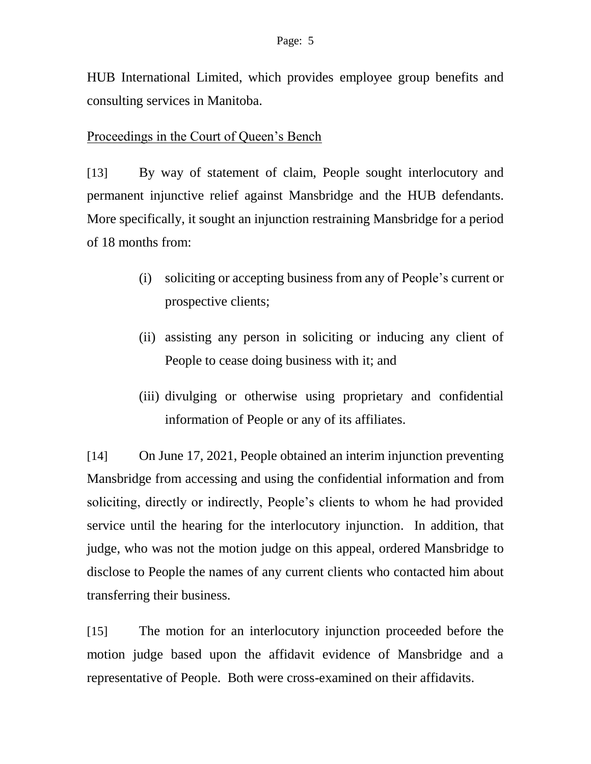HUB International Limited, which provides employee group benefits and consulting services in Manitoba.

Proceedings in the Court of Queen's Bench

[13] By way of statement of claim, People sought interlocutory and permanent injunctive relief against Mansbridge and the HUB defendants. More specifically, it sought an injunction restraining Mansbridge for a period of 18 months from:

> (i) soliciting or accepting business from any of People's current or prospective clients;
>
> (ii) assisting any person in soliciting or inducing any client of People to cease doing business with it; and
>
> (iii) divulging or otherwise using proprietary and confidential information of People or any of its affiliates.

[14] On June 17, 2021, People obtained an interim injunction preventing Mansbridge from accessing and using the confidential information and from soliciting, directly or indirectly, People's clients to whom he had provided service until the hearing for the interlocutory injunction. In addition, that judge, who was not the motion judge on this appeal, ordered Mansbridge to disclose to People the names of any current clients who contacted him about transferring their business.

[15] The motion for an interlocutory injunction proceeded before the motion judge based upon the affidavit evidence of Mansbridge and a representative of People. Both were cross-examined on their affidavits.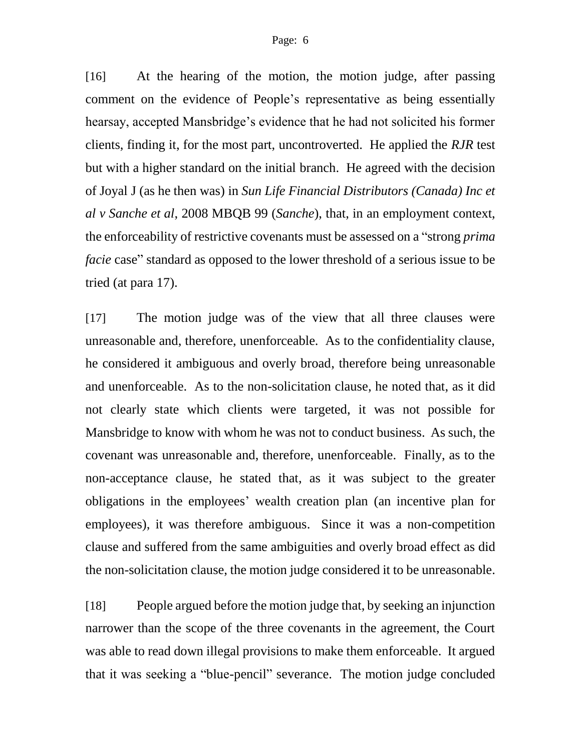[16] At the hearing of the motion, the motion judge, after passing comment on the evidence of People's representative as being essentially hearsay, accepted Mansbridge's evidence that he had not solicited his former clients, finding it, for the most part, uncontroverted. He applied the *RJR* test but with a higher standard on the initial branch. He agreed with the decision of Joyal J (as he then was) in *Sun Life Financial Distributors (Canada) Inc et al v Sanche et al*, 2008 MBQB 99 (*Sanche*), that, in an employment context, the enforceability of restrictive covenants must be assessed on a "strong *prima facie* case" standard as opposed to the lower threshold of a serious issue to be tried (at para 17).

[17] The motion judge was of the view that all three clauses were unreasonable and, therefore, unenforceable. As to the confidentiality clause, he considered it ambiguous and overly broad, therefore being unreasonable and unenforceable. As to the non-solicitation clause, he noted that, as it did not clearly state which clients were targeted, it was not possible for Mansbridge to know with whom he was not to conduct business. As such, the covenant was unreasonable and, therefore, unenforceable. Finally, as to the non-acceptance clause, he stated that, as it was subject to the greater obligations in the employees' wealth creation plan (an incentive plan for employees), it was therefore ambiguous. Since it was a non-competition clause and suffered from the same ambiguities and overly broad effect as did the non-solicitation clause, the motion judge considered it to be unreasonable.

[18] People argued before the motion judge that, by seeking an injunction narrower than the scope of the three covenants in the agreement, the Court was able to read down illegal provisions to make them enforceable. It argued that it was seeking a "blue-pencil" severance. The motion judge concluded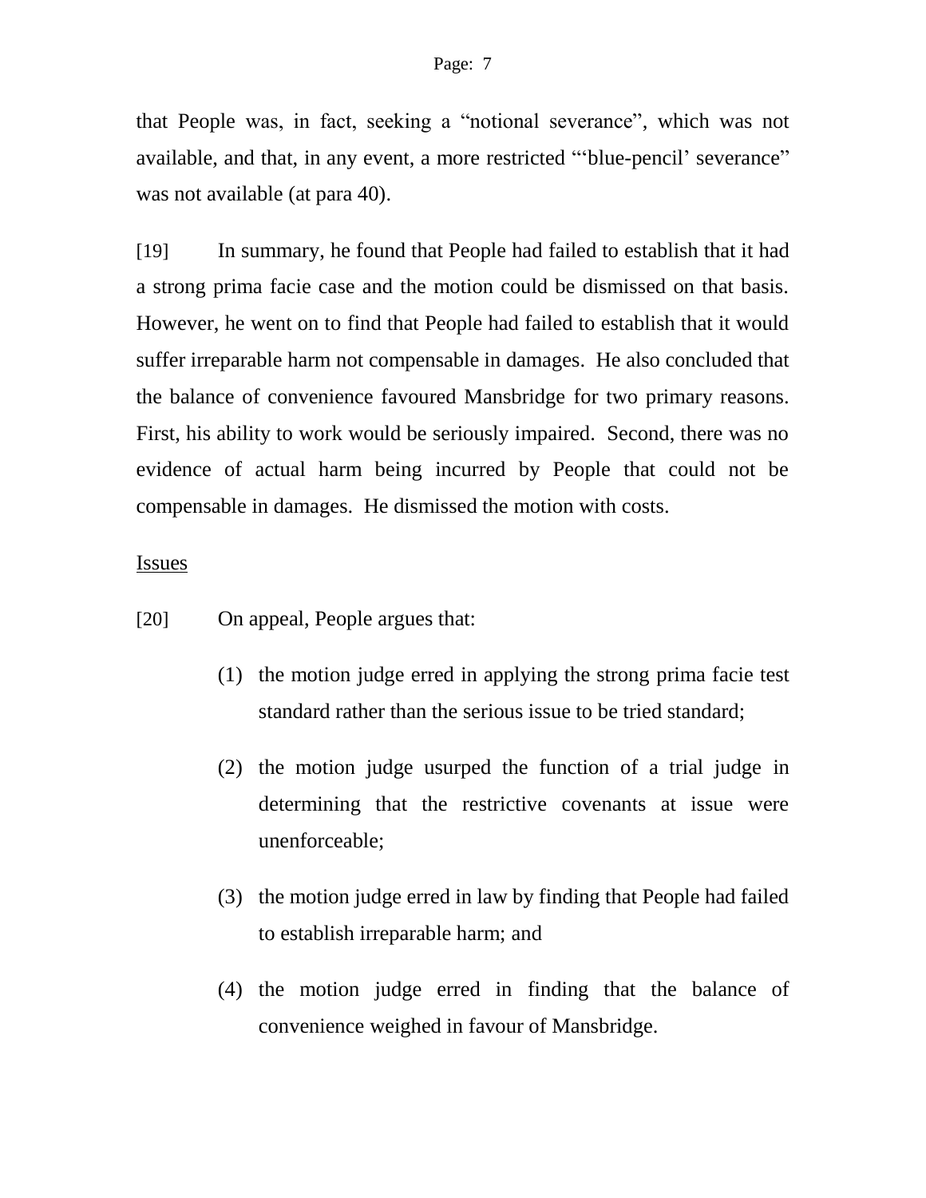that People was, in fact, seeking a "notional severance", which was not available, and that, in any event, a more restricted "'blue-pencil' severance" was not available (at para 40).

[19] In summary, he found that People had failed to establish that it had a strong prima facie case and the motion could be dismissed on that basis. However, he went on to find that People had failed to establish that it would suffer irreparable harm not compensable in damages. He also concluded that the balance of convenience favoured Mansbridge for two primary reasons. First, his ability to work would be seriously impaired. Second, there was no evidence of actual harm being incurred by People that could not be compensable in damages. He dismissed the motion with costs.

<u>Issues</u>

[20] On appeal, People argues that:

(1) the motion judge erred in applying the strong prima facie test standard rather than the serious issue to be tried standard;

(2) the motion judge usurped the function of a trial judge in determining that the restrictive covenants at issue were unenforceable;

(3) the motion judge erred in law by finding that People had failed to establish irreparable harm; and

(4) the motion judge erred in finding that the balance of convenience weighed in favour of Mansbridge.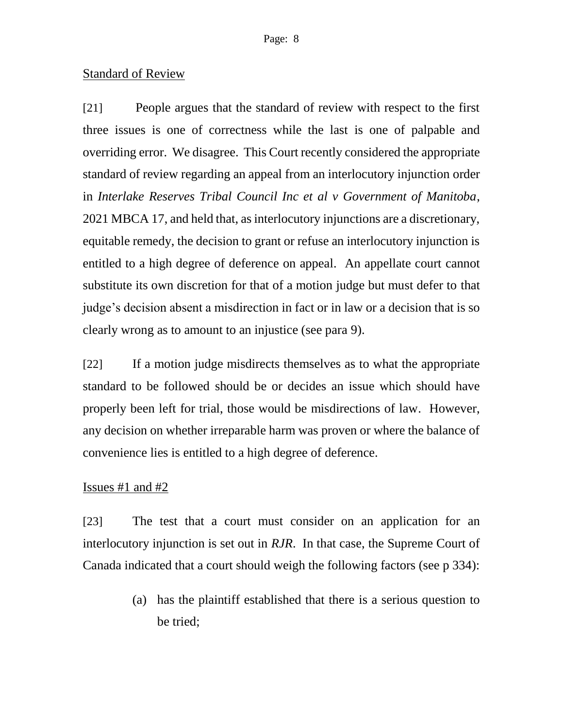Standard of Review

[21] People argues that the standard of review with respect to the first three issues is one of correctness while the last is one of palpable and overriding error. We disagree. This Court recently considered the appropriate standard of review regarding an appeal from an interlocutory injunction order in *Interlake Reserves Tribal Council Inc et al v Government of Manitoba*, 2021 MBCA 17, and held that, as interlocutory injunctions are a discretionary, equitable remedy, the decision to grant or refuse an interlocutory injunction is entitled to a high degree of deference on appeal. An appellate court cannot substitute its own discretion for that of a motion judge but must defer to that judge's decision absent a misdirection in fact or in law or a decision that is so clearly wrong as to amount to an injustice (see para 9).

[22] If a motion judge misdirects themselves as to what the appropriate standard to be followed should be or decides an issue which should have properly been left for trial, those would be misdirections of law. However, any decision on whether irreparable harm was proven or where the balance of convenience lies is entitled to a high degree of deference.

Issues #1 and #2

[23] The test that a court must consider on an application for an interlocutory injunction is set out in *RJR*. In that case, the Supreme Court of Canada indicated that a court should weigh the following factors (see p 334):

(a) has the plaintiff established that there is a serious question to be tried;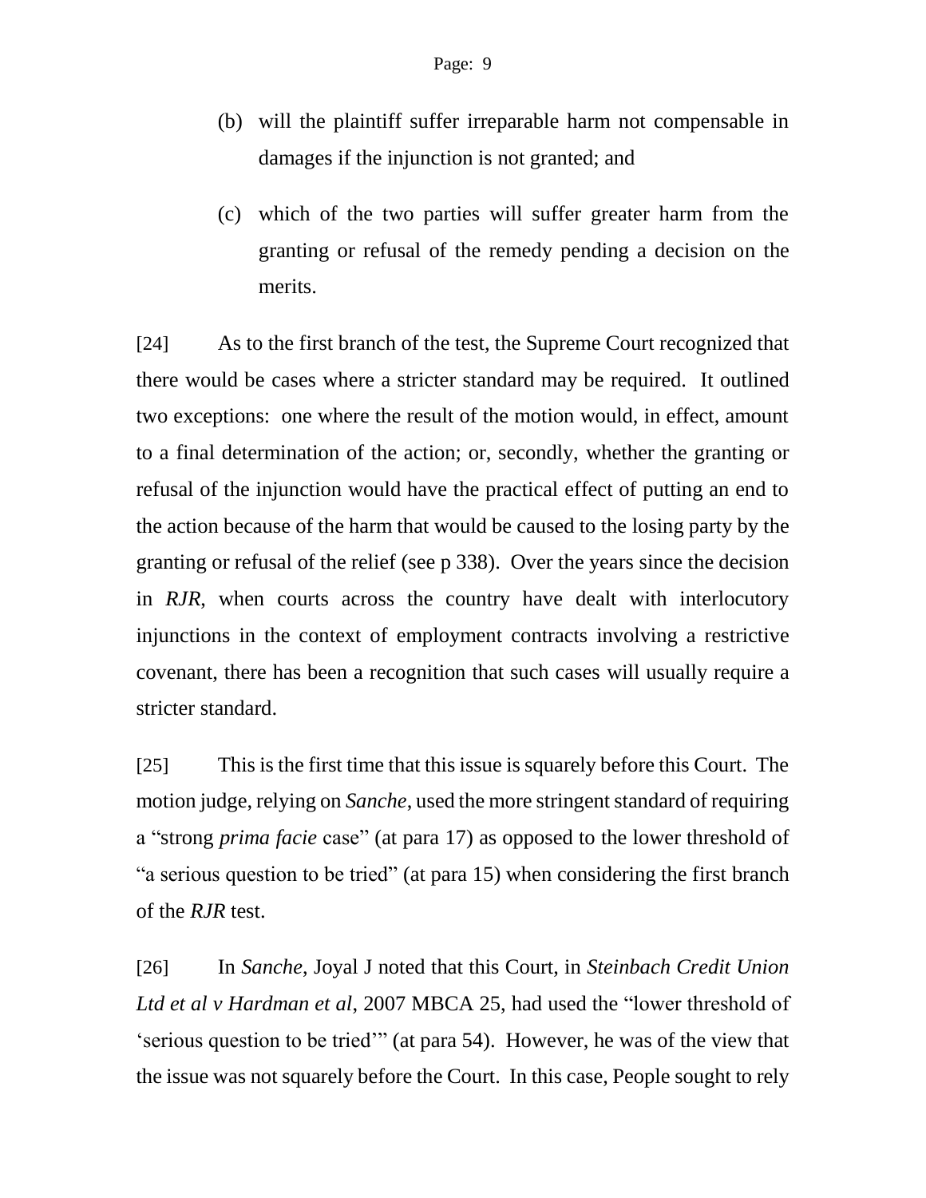(b) will the plaintiff suffer irreparable harm not compensable in damages if the injunction is not granted; and

(c) which of the two parties will suffer greater harm from the granting or refusal of the remedy pending a decision on the merits.

[24] As to the first branch of the test, the Supreme Court recognized that there would be cases where a stricter standard may be required. It outlined two exceptions: one where the result of the motion would, in effect, amount to a final determination of the action; or, secondly, whether the granting or refusal of the injunction would have the practical effect of putting an end to the action because of the harm that would be caused to the losing party by the granting or refusal of the relief (see p 338). Over the years since the decision in *RJR*, when courts across the country have dealt with interlocutory injunctions in the context of employment contracts involving a restrictive covenant, there has been a recognition that such cases will usually require a stricter standard.

[25] This is the first time that this issue is squarely before this Court. The motion judge, relying on *Sanche*, used the more stringent standard of requiring a "strong *prima facie* case" (at para 17) as opposed to the lower threshold of "a serious question to be tried" (at para 15) when considering the first branch of the *RJR* test.

[26] In *Sanche*, Joyal J noted that this Court, in *Steinbach Credit Union Ltd et al v Hardman et al*, 2007 MBCA 25, had used the "lower threshold of 'serious question to be tried'" (at para 54). However, he was of the view that the issue was not squarely before the Court. In this case, People sought to rely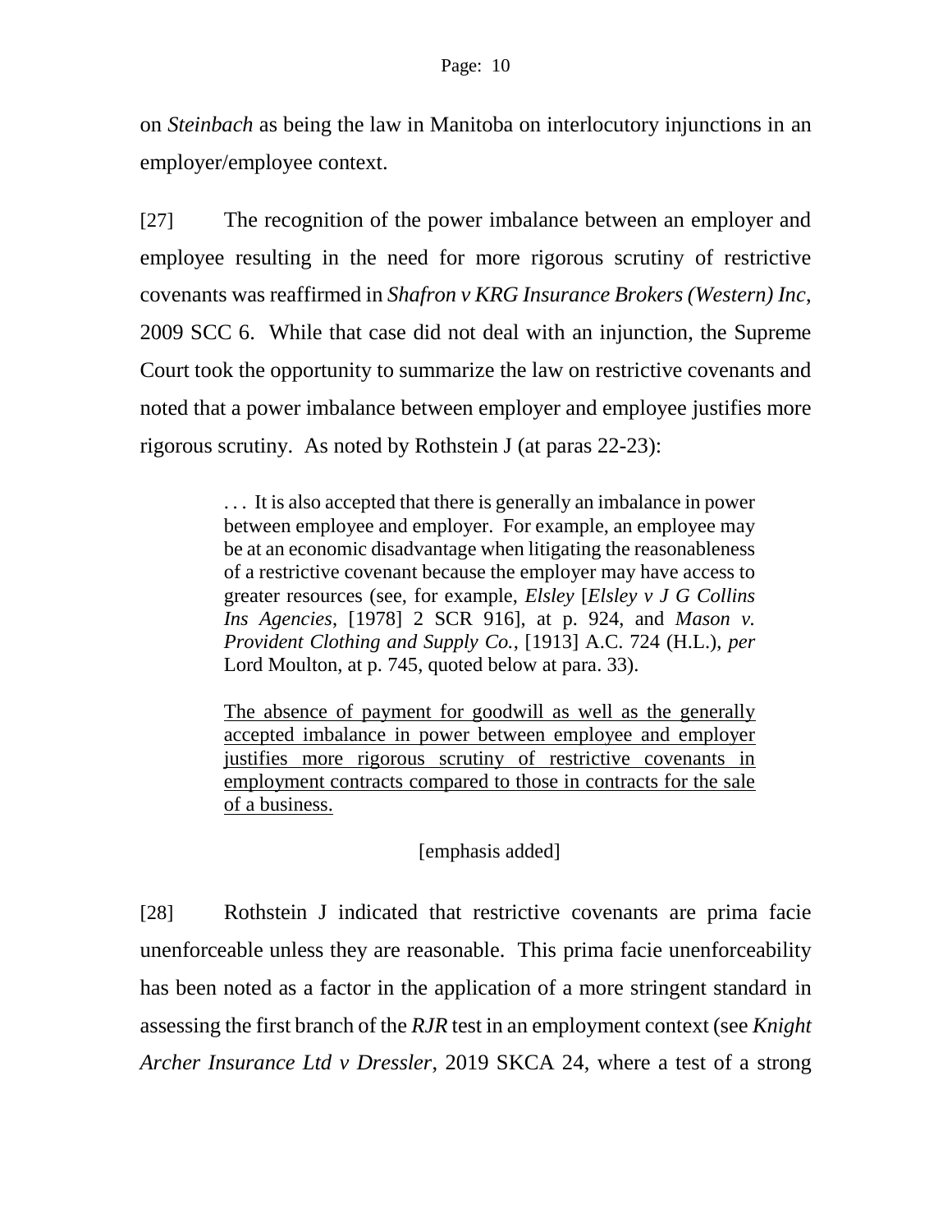on *Steinbach* as being the law in Manitoba on interlocutory injunctions in an employer/employee context.

[27] The recognition of the power imbalance between an employer and employee resulting in the need for more rigorous scrutiny of restrictive covenants was reaffirmed in *Shafron v KRG Insurance Brokers (Western) Inc*, 2009 SCC 6. While that case did not deal with an injunction, the Supreme Court took the opportunity to summarize the law on restrictive covenants and noted that a power imbalance between employer and employee justifies more rigorous scrutiny. As noted by Rothstein J (at paras 22-23):

> . . . It is also accepted that there is generally an imbalance in power between employee and employer. For example, an employee may be at an economic disadvantage when litigating the reasonableness of a restrictive covenant because the employer may have access to greater resources (see, for example, *Elsley* [*Elsley v J G Collins Ins Agencies*, [1978] 2 SCR 916], at p. 924, and *Mason v. Provident Clothing and Supply Co.*, [1913] A.C. 724 (H.L.), *per* Lord Moulton, at p. 745, quoted below at para. 33).
>
> <u>The absence of payment for goodwill as well as the generally accepted imbalance in power between employee and employer justifies more rigorous scrutiny of restrictive covenants in employment contracts compared to those in contracts for the sale of a business.</u>
>
> [emphasis added]

[28] Rothstein J indicated that restrictive covenants are prima facie unenforceable unless they are reasonable. This prima facie unenforceability has been noted as a factor in the application of a more stringent standard in assessing the first branch of the *RJR* test in an employment context (see *Knight Archer Insurance Ltd v Dressler*, 2019 SKCA 24, where a test of a strong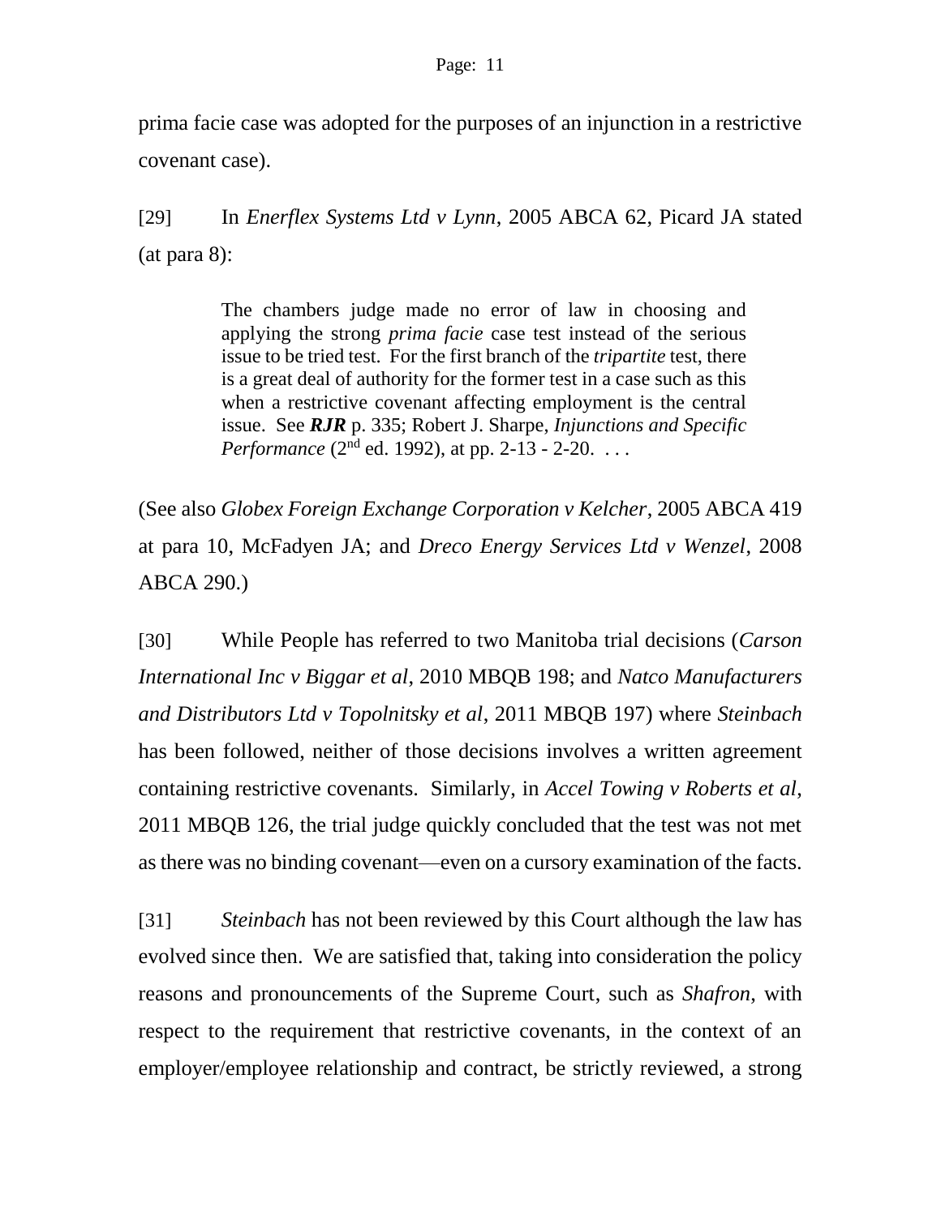prima facie case was adopted for the purposes of an injunction in a restrictive covenant case).

[29] In *Enerflex Systems Ltd v Lynn*, 2005 ABCA 62, Picard JA stated (at para 8):

> The chambers judge made no error of law in choosing and applying the strong *prima facie* case test instead of the serious issue to be tried test. For the first branch of the *tripartite* test, there is a great deal of authority for the former test in a case such as this when a restrictive covenant affecting employment is the central issue. See ***RJR*** p. 335; Robert J. Sharpe, *Injunctions and Specific Performance* (2nd ed. 1992), at pp. 2-13 - 2-20. . . .

(See also *Globex Foreign Exchange Corporation v Kelcher*, 2005 ABCA 419 at para 10, McFadyen JA; and *Dreco Energy Services Ltd v Wenzel*, 2008 ABCA 290.)

[30] While People has referred to two Manitoba trial decisions (*Carson International Inc v Biggar et al*, 2010 MBQB 198; and *Natco Manufacturers and Distributors Ltd v Topolnitsky et al*, 2011 MBQB 197) where *Steinbach* has been followed, neither of those decisions involves a written agreement containing restrictive covenants. Similarly, in *Accel Towing v Roberts et al*, 2011 MBQB 126, the trial judge quickly concluded that the test was not met as there was no binding covenant—even on a cursory examination of the facts.

[31] *Steinbach* has not been reviewed by this Court although the law has evolved since then. We are satisfied that, taking into consideration the policy reasons and pronouncements of the Supreme Court, such as *Shafron*, with respect to the requirement that restrictive covenants, in the context of an employer/employee relationship and contract, be strictly reviewed, a strong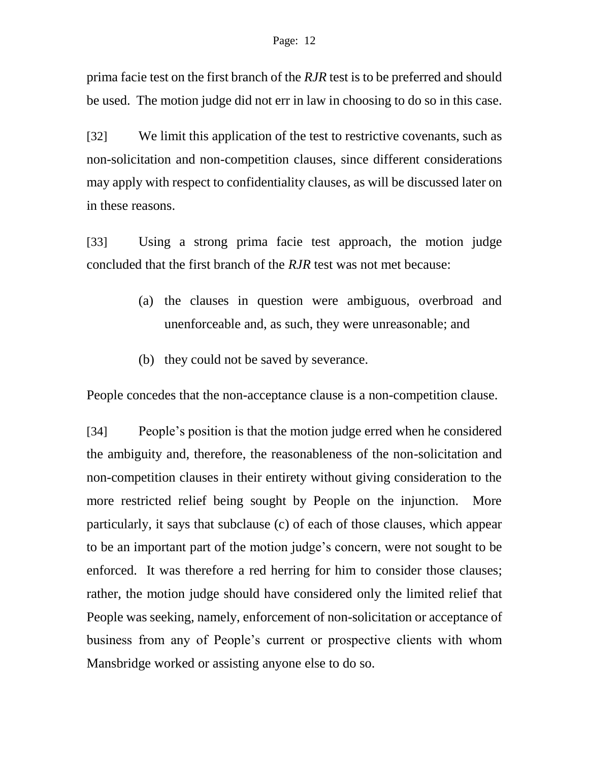prima facie test on the first branch of the *RJR* test is to be preferred and should be used. The motion judge did not err in law in choosing to do so in this case.

[32] We limit this application of the test to restrictive covenants, such as non-solicitation and non-competition clauses, since different considerations may apply with respect to confidentiality clauses, as will be discussed later on in these reasons.

[33] Using a strong prima facie test approach, the motion judge concluded that the first branch of the *RJR* test was not met because:

(a) the clauses in question were ambiguous, overbroad and unenforceable and, as such, they were unreasonable; and

(b) they could not be saved by severance.

People concedes that the non-acceptance clause is a non-competition clause.

[34] People's position is that the motion judge erred when he considered the ambiguity and, therefore, the reasonableness of the non-solicitation and non-competition clauses in their entirety without giving consideration to the more restricted relief being sought by People on the injunction. More particularly, it says that subclause (c) of each of those clauses, which appear to be an important part of the motion judge's concern, were not sought to be enforced. It was therefore a red herring for him to consider those clauses; rather, the motion judge should have considered only the limited relief that People was seeking, namely, enforcement of non-solicitation or acceptance of business from any of People's current or prospective clients with whom Mansbridge worked or assisting anyone else to do so.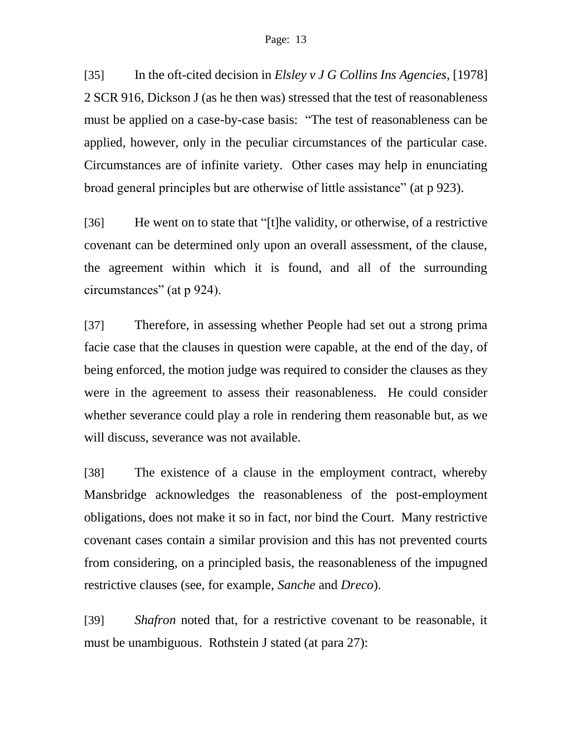[35] In the oft-cited decision in *Elsley v J G Collins Ins Agencies*, [1978] 2 SCR 916, Dickson J (as he then was) stressed that the test of reasonableness must be applied on a case-by-case basis: "The test of reasonableness can be applied, however, only in the peculiar circumstances of the particular case. Circumstances are of infinite variety. Other cases may help in enunciating broad general principles but are otherwise of little assistance" (at p 923).

[36] He went on to state that "[t]he validity, or otherwise, of a restrictive covenant can be determined only upon an overall assessment, of the clause, the agreement within which it is found, and all of the surrounding circumstances" (at p 924).

[37] Therefore, in assessing whether People had set out a strong prima facie case that the clauses in question were capable, at the end of the day, of being enforced, the motion judge was required to consider the clauses as they were in the agreement to assess their reasonableness. He could consider whether severance could play a role in rendering them reasonable but, as we will discuss, severance was not available.

[38] The existence of a clause in the employment contract, whereby Mansbridge acknowledges the reasonableness of the post-employment obligations, does not make it so in fact, nor bind the Court. Many restrictive covenant cases contain a similar provision and this has not prevented courts from considering, on a principled basis, the reasonableness of the impugned restrictive clauses (see, for example, *Sanche* and *Dreco*).

[39] *Shafron* noted that, for a restrictive covenant to be reasonable, it must be unambiguous. Rothstein J stated (at para 27):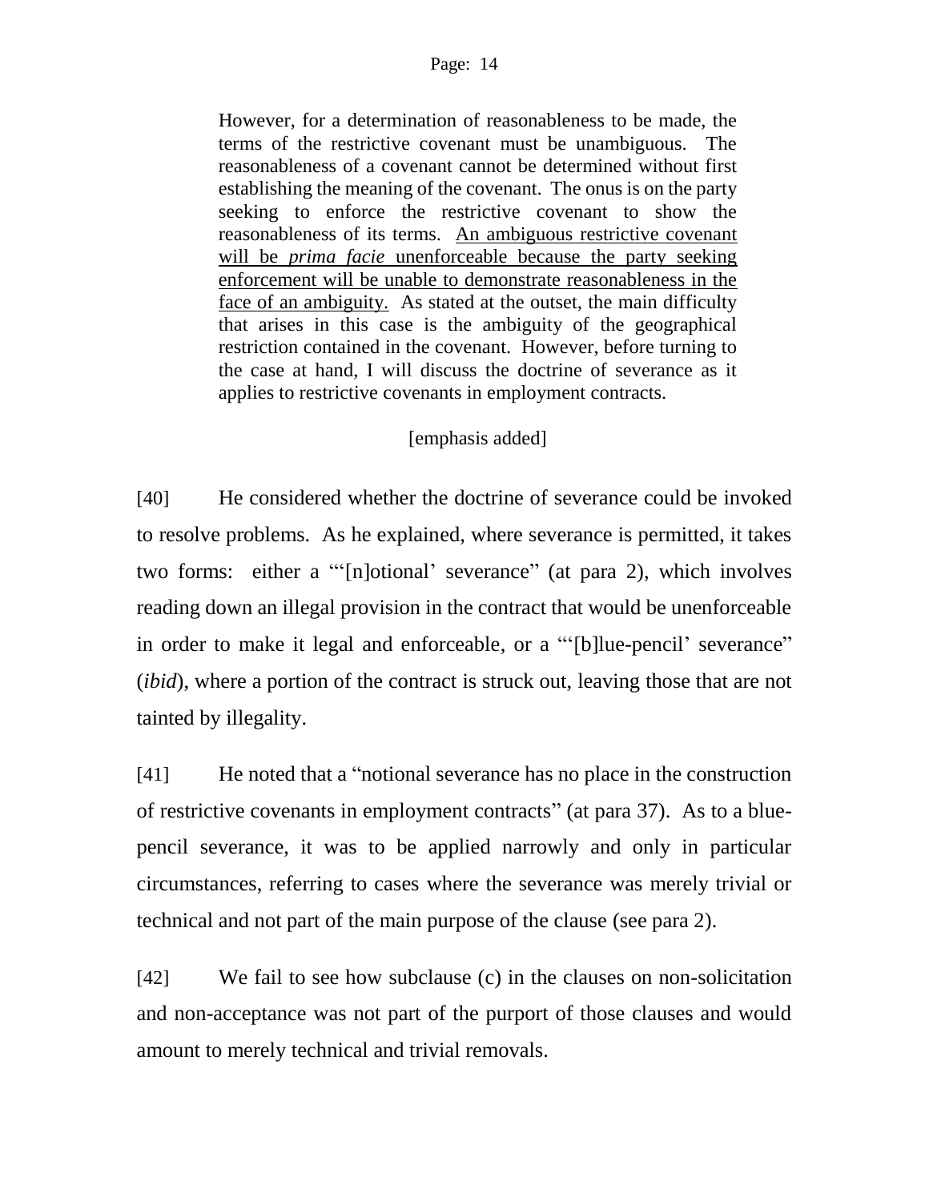> However, for a determination of reasonableness to be made, the terms of the restrictive covenant must be unambiguous. The reasonableness of a covenant cannot be determined without first establishing the meaning of the covenant. The onus is on the party seeking to enforce the restrictive covenant to show the reasonableness of its terms. <u>An ambiguous restrictive covenant will be *prima facie* unenforceable because the party seeking enforcement will be unable to demonstrate reasonableness in the face of an ambiguity.</u> As stated at the outset, the main difficulty that arises in this case is the ambiguity of the geographical restriction contained in the covenant. However, before turning to the case at hand, I will discuss the doctrine of severance as it applies to restrictive covenants in employment contracts.
>
> [emphasis added]

[40] He considered whether the doctrine of severance could be invoked to resolve problems. As he explained, where severance is permitted, it takes two forms: either a "'[n]otional' severance" (at para 2), which involves reading down an illegal provision in the contract that would be unenforceable in order to make it legal and enforceable, or a "'[b]lue-pencil' severance" (*ibid*), where a portion of the contract is struck out, leaving those that are not tainted by illegality.

[41] He noted that a "notional severance has no place in the construction of restrictive covenants in employment contracts" (at para 37). As to a blue-pencil severance, it was to be applied narrowly and only in particular circumstances, referring to cases where the severance was merely trivial or technical and not part of the main purpose of the clause (see para 2).

[42] We fail to see how subclause (c) in the clauses on non-solicitation and non-acceptance was not part of the purport of those clauses and would amount to merely technical and trivial removals.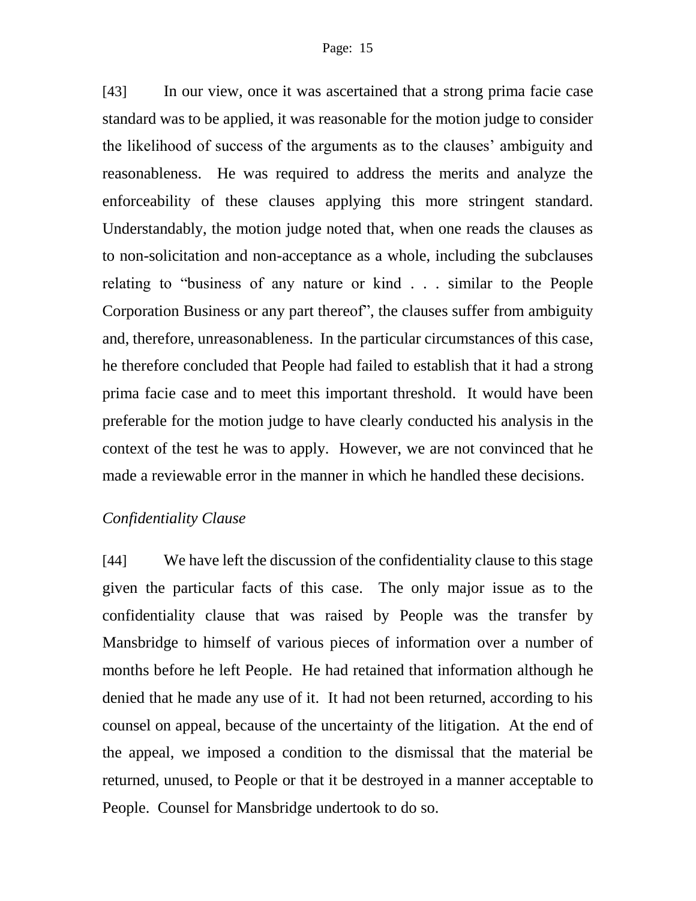[43] In our view, once it was ascertained that a strong prima facie case standard was to be applied, it was reasonable for the motion judge to consider the likelihood of success of the arguments as to the clauses' ambiguity and reasonableness. He was required to address the merits and analyze the enforceability of these clauses applying this more stringent standard. Understandably, the motion judge noted that, when one reads the clauses as to non-solicitation and non-acceptance as a whole, including the subclauses relating to "business of any nature or kind . . . similar to the People Corporation Business or any part thereof", the clauses suffer from ambiguity and, therefore, unreasonableness. In the particular circumstances of this case, he therefore concluded that People had failed to establish that it had a strong prima facie case and to meet this important threshold. It would have been preferable for the motion judge to have clearly conducted his analysis in the context of the test he was to apply. However, we are not convinced that he made a reviewable error in the manner in which he handled these decisions.

*Confidentiality Clause*

[44] We have left the discussion of the confidentiality clause to this stage given the particular facts of this case. The only major issue as to the confidentiality clause that was raised by People was the transfer by Mansbridge to himself of various pieces of information over a number of months before he left People. He had retained that information although he denied that he made any use of it. It had not been returned, according to his counsel on appeal, because of the uncertainty of the litigation. At the end of the appeal, we imposed a condition to the dismissal that the material be returned, unused, to People or that it be destroyed in a manner acceptable to People. Counsel for Mansbridge undertook to do so.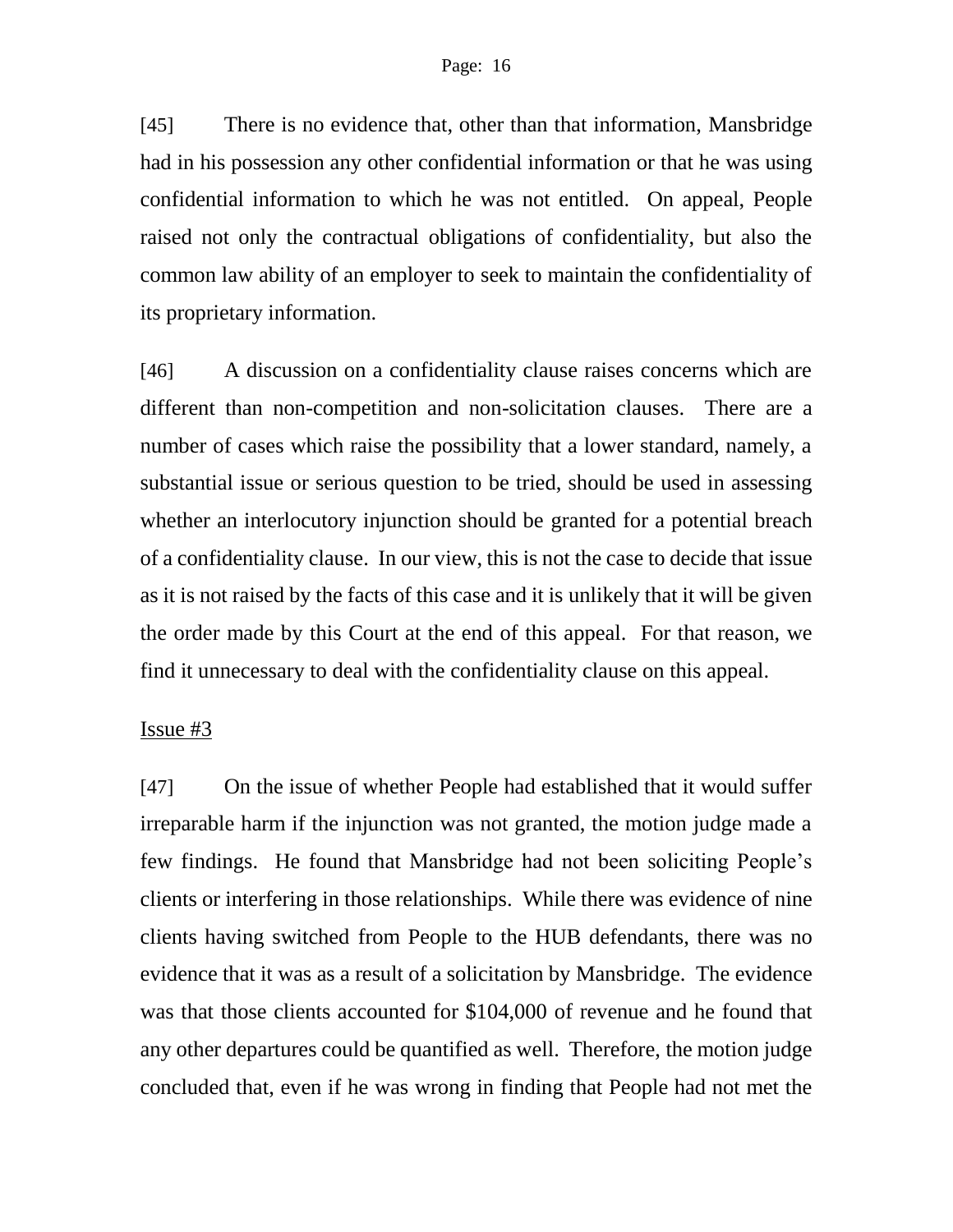[45] There is no evidence that, other than that information, Mansbridge had in his possession any other confidential information or that he was using confidential information to which he was not entitled. On appeal, People raised not only the contractual obligations of confidentiality, but also the common law ability of an employer to seek to maintain the confidentiality of its proprietary information.

[46] A discussion on a confidentiality clause raises concerns which are different than non-competition and non-solicitation clauses. There are a number of cases which raise the possibility that a lower standard, namely, a substantial issue or serious question to be tried, should be used in assessing whether an interlocutory injunction should be granted for a potential breach of a confidentiality clause. In our view, this is not the case to decide that issue as it is not raised by the facts of this case and it is unlikely that it will be given the order made by this Court at the end of this appeal. For that reason, we find it unnecessary to deal with the confidentiality clause on this appeal.

<u>Issue #3</u>

[47] On the issue of whether People had established that it would suffer irreparable harm if the injunction was not granted, the motion judge made a few findings. He found that Mansbridge had not been soliciting People's clients or interfering in those relationships. While there was evidence of nine clients having switched from People to the HUB defendants, there was no evidence that it was as a result of a solicitation by Mansbridge. The evidence was that those clients accounted for $104,000 of revenue and he found that any other departures could be quantified as well. Therefore, the motion judge concluded that, even if he was wrong in finding that People had not met the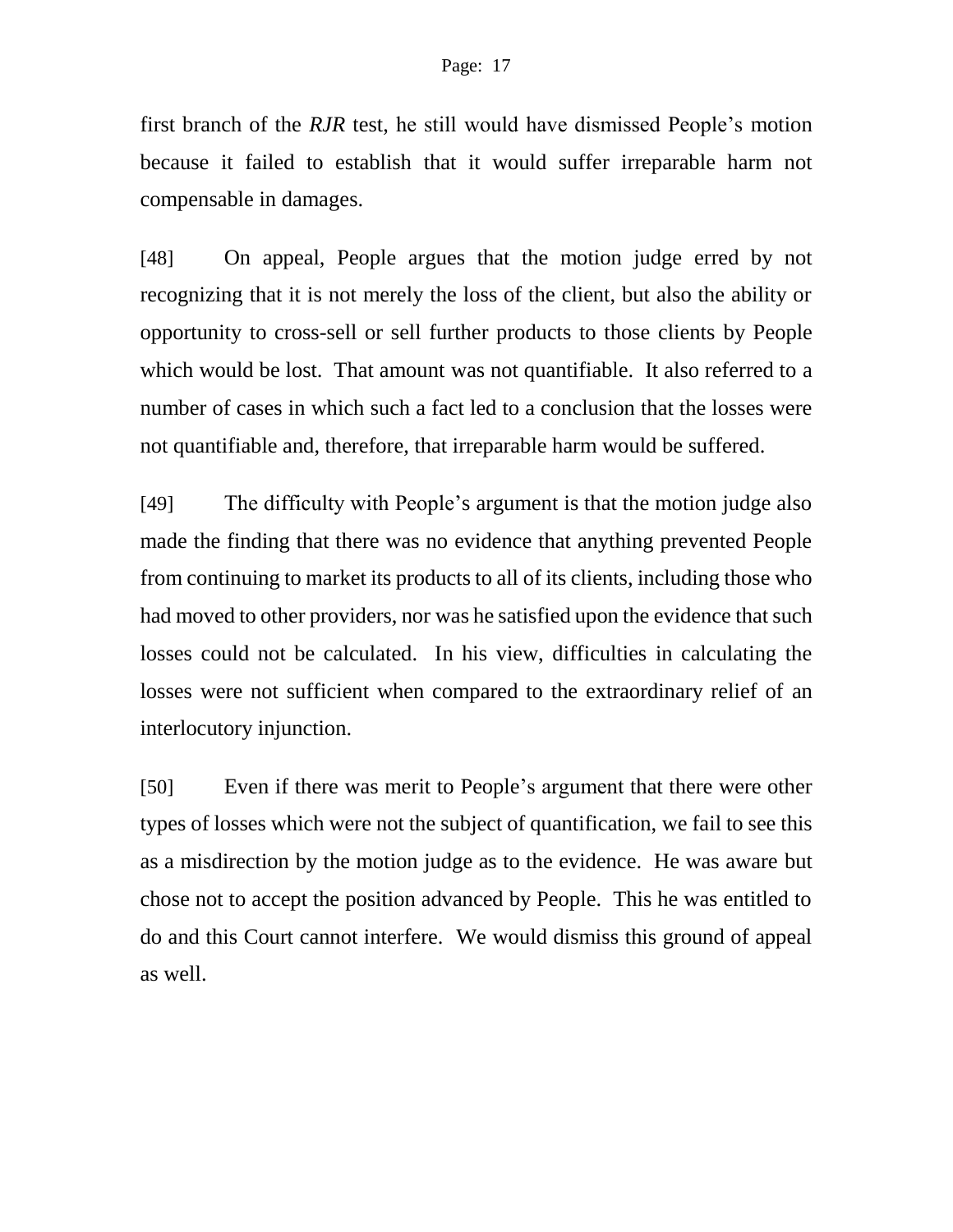first branch of the *RJR* test, he still would have dismissed People's motion because it failed to establish that it would suffer irreparable harm not compensable in damages.

[48] On appeal, People argues that the motion judge erred by not recognizing that it is not merely the loss of the client, but also the ability or opportunity to cross-sell or sell further products to those clients by People which would be lost. That amount was not quantifiable. It also referred to a number of cases in which such a fact led to a conclusion that the losses were not quantifiable and, therefore, that irreparable harm would be suffered.

[49] The difficulty with People's argument is that the motion judge also made the finding that there was no evidence that anything prevented People from continuing to market its products to all of its clients, including those who had moved to other providers, nor was he satisfied upon the evidence that such losses could not be calculated. In his view, difficulties in calculating the losses were not sufficient when compared to the extraordinary relief of an interlocutory injunction.

[50] Even if there was merit to People's argument that there were other types of losses which were not the subject of quantification, we fail to see this as a misdirection by the motion judge as to the evidence. He was aware but chose not to accept the position advanced by People. This he was entitled to do and this Court cannot interfere. We would dismiss this ground of appeal as well.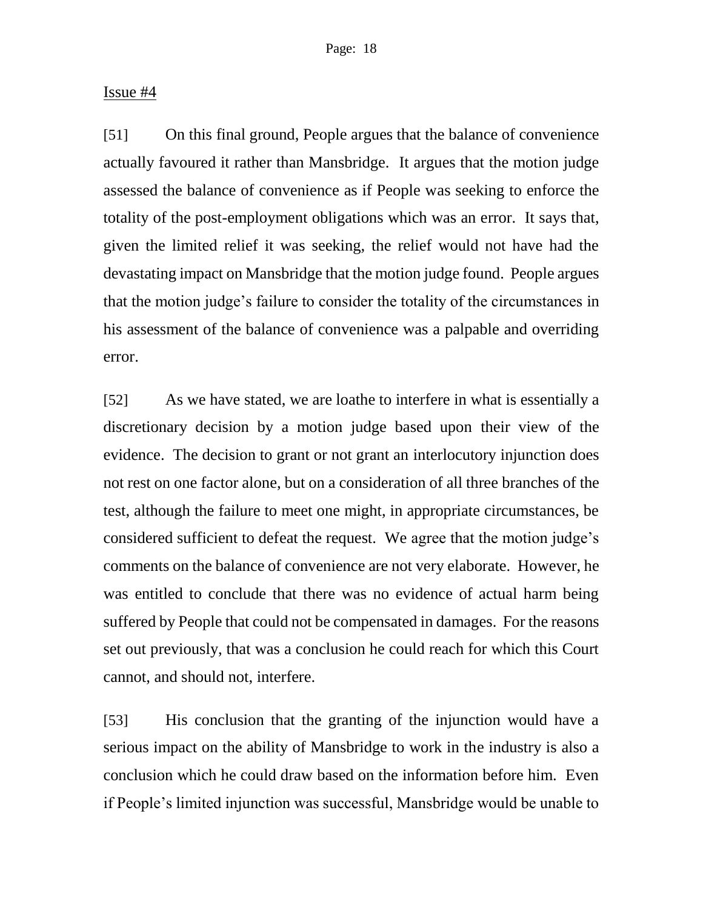Issue #4

[51] On this final ground, People argues that the balance of convenience actually favoured it rather than Mansbridge. It argues that the motion judge assessed the balance of convenience as if People was seeking to enforce the totality of the post-employment obligations which was an error. It says that, given the limited relief it was seeking, the relief would not have had the devastating impact on Mansbridge that the motion judge found. People argues that the motion judge's failure to consider the totality of the circumstances in his assessment of the balance of convenience was a palpable and overriding error.

[52] As we have stated, we are loathe to interfere in what is essentially a discretionary decision by a motion judge based upon their view of the evidence. The decision to grant or not grant an interlocutory injunction does not rest on one factor alone, but on a consideration of all three branches of the test, although the failure to meet one might, in appropriate circumstances, be considered sufficient to defeat the request. We agree that the motion judge's comments on the balance of convenience are not very elaborate. However, he was entitled to conclude that there was no evidence of actual harm being suffered by People that could not be compensated in damages. For the reasons set out previously, that was a conclusion he could reach for which this Court cannot, and should not, interfere.

[53] His conclusion that the granting of the injunction would have a serious impact on the ability of Mansbridge to work in the industry is also a conclusion which he could draw based on the information before him. Even if People's limited injunction was successful, Mansbridge would be unable to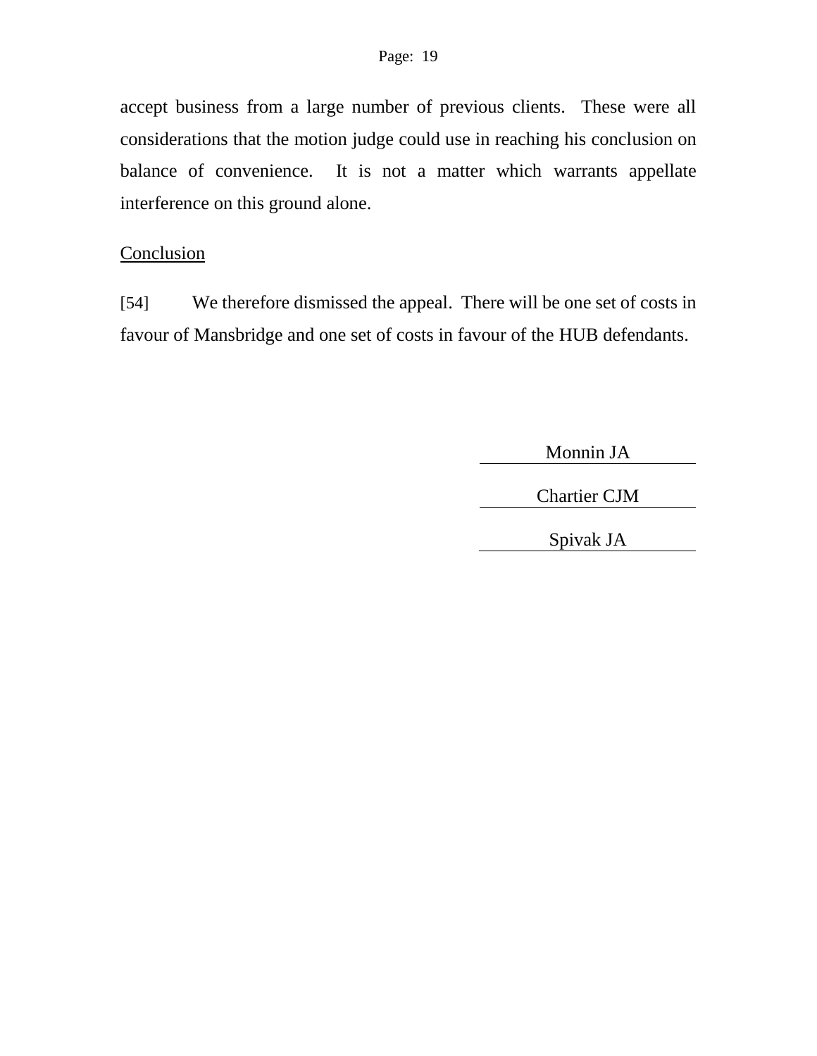accept business from a large number of previous clients. These were all considerations that the motion judge could use in reaching his conclusion on balance of convenience. It is not a matter which warrants appellate interference on this ground alone.

Conclusion

[54] We therefore dismissed the appeal. There will be one set of costs in favour of Mansbridge and one set of costs in favour of the HUB defendants.

Monnin JA

Chartier CJM

Spivak JA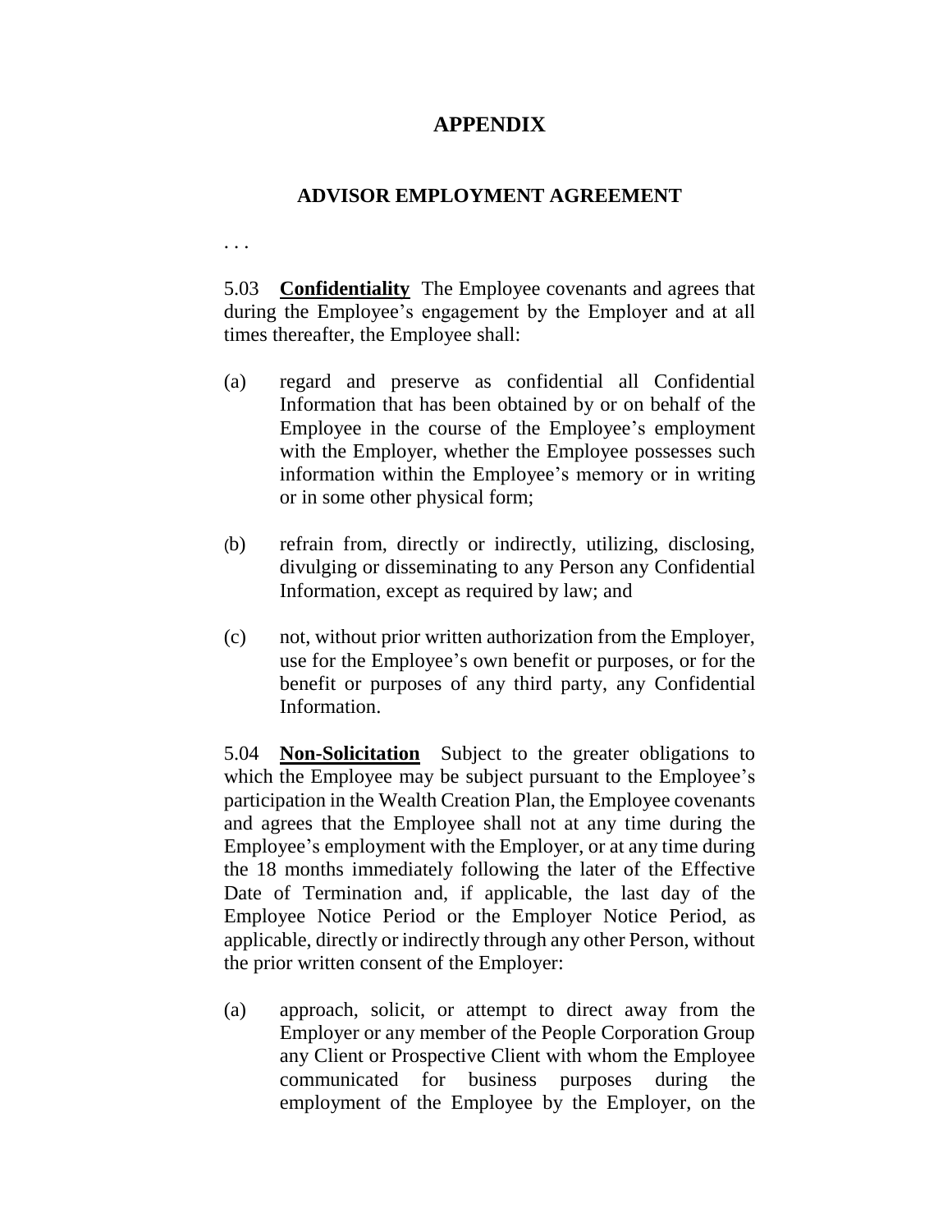# APPENDIX

## ADVISOR EMPLOYMENT AGREEMENT

. . .

5.03 **Confidentiality** The Employee covenants and agrees that during the Employee's engagement by the Employer and at all times thereafter, the Employee shall:

(a) regard and preserve as confidential all Confidential Information that has been obtained by or on behalf of the Employee in the course of the Employee's employment with the Employer, whether the Employee possesses such information within the Employee's memory or in writing or in some other physical form;

(b) refrain from, directly or indirectly, utilizing, disclosing, divulging or disseminating to any Person any Confidential Information, except as required by law; and

(c) not, without prior written authorization from the Employer, use for the Employee's own benefit or purposes, or for the benefit or purposes of any third party, any Confidential Information.

5.04 **Non-Solicitation** Subject to the greater obligations to which the Employee may be subject pursuant to the Employee's participation in the Wealth Creation Plan, the Employee covenants and agrees that the Employee shall not at any time during the Employee's employment with the Employer, or at any time during the 18 months immediately following the later of the Effective Date of Termination and, if applicable, the last day of the Employee Notice Period or the Employer Notice Period, as applicable, directly or indirectly through any other Person, without the prior written consent of the Employer:

(a) approach, solicit, or attempt to direct away from the Employer or any member of the People Corporation Group any Client or Prospective Client with whom the Employee communicated for business purposes during the employment of the Employee by the Employer, on the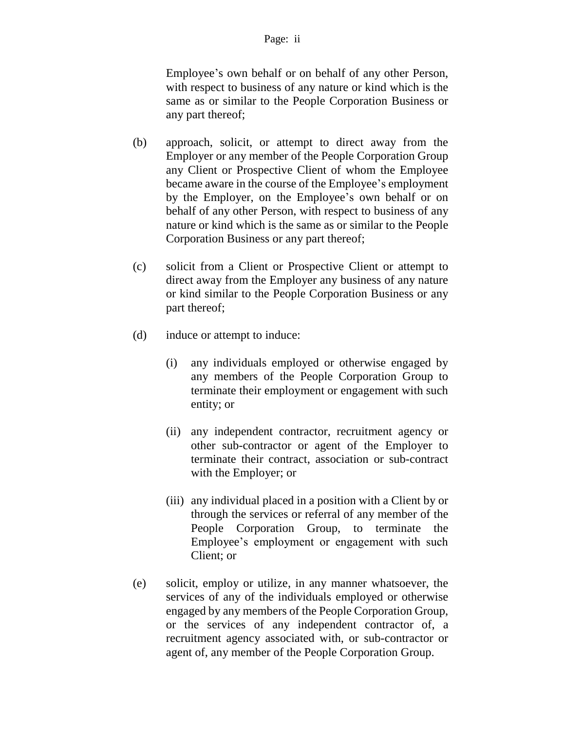Employee's own behalf or on behalf of any other Person, with respect to business of any nature or kind which is the same as or similar to the People Corporation Business or any part thereof;

(b) approach, solicit, or attempt to direct away from the Employer or any member of the People Corporation Group any Client or Prospective Client of whom the Employee became aware in the course of the Employee's employment by the Employer, on the Employee's own behalf or on behalf of any other Person, with respect to business of any nature or kind which is the same as or similar to the People Corporation Business or any part thereof;

(c) solicit from a Client or Prospective Client or attempt to direct away from the Employer any business of any nature or kind similar to the People Corporation Business or any part thereof;

(d) induce or attempt to induce:

 (i) any individuals employed or otherwise engaged by any members of the People Corporation Group to terminate their employment or engagement with such entity; or

 (ii) any independent contractor, recruitment agency or other sub-contractor or agent of the Employer to terminate their contract, association or sub-contract with the Employer; or

 (iii) any individual placed in a position with a Client by or through the services or referral of any member of the People Corporation Group, to terminate the Employee's employment or engagement with such Client; or

(e) solicit, employ or utilize, in any manner whatsoever, the services of any of the individuals employed or otherwise engaged by any members of the People Corporation Group, or the services of any independent contractor of, a recruitment agency associated with, or sub-contractor or agent of, any member of the People Corporation Group.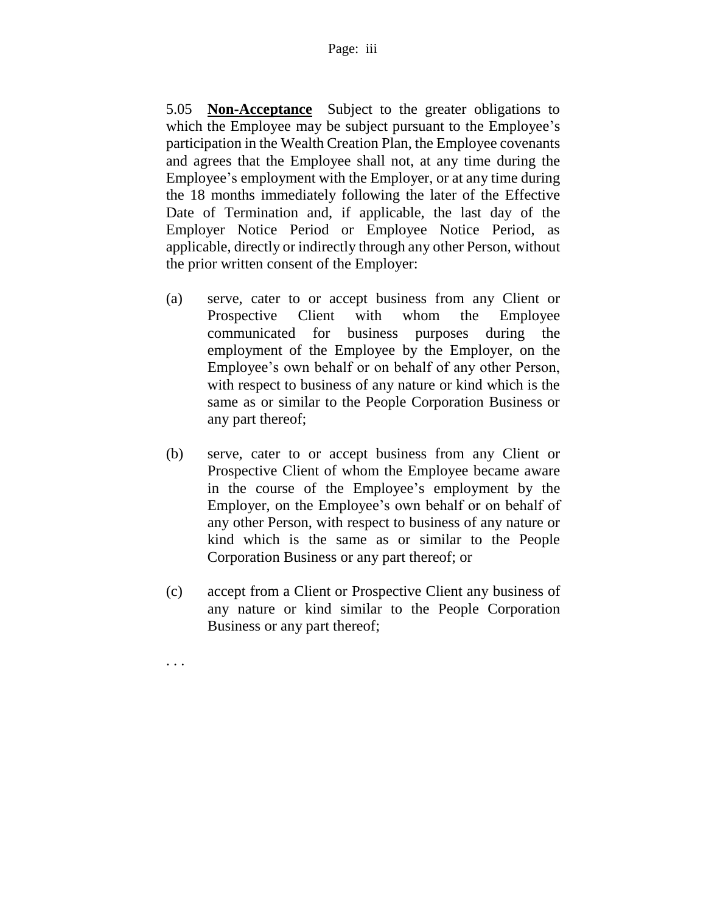5.05 **Non-Acceptance** Subject to the greater obligations to which the Employee may be subject pursuant to the Employee's participation in the Wealth Creation Plan, the Employee covenants and agrees that the Employee shall not, at any time during the Employee's employment with the Employer, or at any time during the 18 months immediately following the later of the Effective Date of Termination and, if applicable, the last day of the Employer Notice Period or Employee Notice Period, as applicable, directly or indirectly through any other Person, without the prior written consent of the Employer:

(a) serve, cater to or accept business from any Client or Prospective Client with whom the Employee communicated for business purposes during the employment of the Employee by the Employer, on the Employee's own behalf or on behalf of any other Person, with respect to business of any nature or kind which is the same as or similar to the People Corporation Business or any part thereof;

(b) serve, cater to or accept business from any Client or Prospective Client of whom the Employee became aware in the course of the Employee's employment by the Employer, on the Employee's own behalf or on behalf of any other Person, with respect to business of any nature or kind which is the same as or similar to the People Corporation Business or any part thereof; or

(c) accept from a Client or Prospective Client any business of any nature or kind similar to the People Corporation Business or any part thereof;

. . .